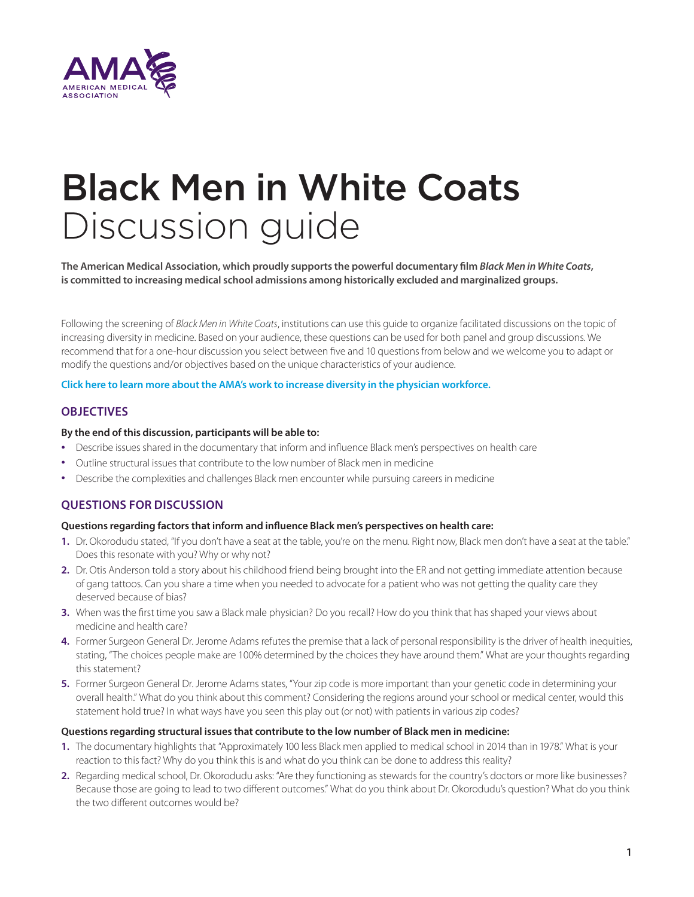# Black Men in White Coats
## Discussion guide

**The American Medical Association, which proudly supports the powerful documentary film *Black Men in White Coats*, is committed to increasing medical school admissions among historically excluded and marginalized groups.**

Following the screening of *Black Men in White Coats*, institutions can use this guide to organize facilitated discussions on the topic of increasing diversity in medicine. Based on your audience, these questions can be used for both panel and group discussions. We recommend that for a one-hour discussion you select between five and 10 questions from below and we welcome you to adapt or modify the questions and/or objectives based on the unique characteristics of your audience.

**Click here to learn more about the AMA's work to increase diversity in the physician workforce.**

### OBJECTIVES

**By the end of this discussion, participants will be able to:**

- Describe issues shared in the documentary that inform and influence Black men's perspectives on health care
- Outline structural issues that contribute to the low number of Black men in medicine
- Describe the complexities and challenges Black men encounter while pursuing careers in medicine

### QUESTIONS FOR DISCUSSION

**Questions regarding factors that inform and influence Black men's perspectives on health care:**

1. Dr. Okorodudu stated, "If you don't have a seat at the table, you're on the menu. Right now, Black men don't have a seat at the table." Does this resonate with you? Why or why not?
2. Dr. Otis Anderson told a story about his childhood friend being brought into the ER and not getting immediate attention because of gang tattoos. Can you share a time when you needed to advocate for a patient who was not getting the quality care they deserved because of bias?
3. When was the first time you saw a Black male physician? Do you recall? How do you think that has shaped your views about medicine and health care?
4. Former Surgeon General Dr. Jerome Adams refutes the premise that a lack of personal responsibility is the driver of health inequities, stating, "The choices people make are 100% determined by the choices they have around them." What are your thoughts regarding this statement?
5. Former Surgeon General Dr. Jerome Adams states, "Your zip code is more important than your genetic code in determining your overall health." What do you think about this comment? Considering the regions around your school or medical center, would this statement hold true? In what ways have you seen this play out (or not) with patients in various zip codes?

**Questions regarding structural issues that contribute to the low number of Black men in medicine:**

1. The documentary highlights that "Approximately 100 less Black men applied to medical school in 2014 than in 1978." What is your reaction to this fact? Why do you think this is and what do you think can be done to address this reality?
2. Regarding medical school, Dr. Okorodudu asks: "Are they functioning as stewards for the country's doctors or more like businesses? Because those are going to lead to two different outcomes." What do you think about Dr. Okorodudu's question? What do you think the two different outcomes would be?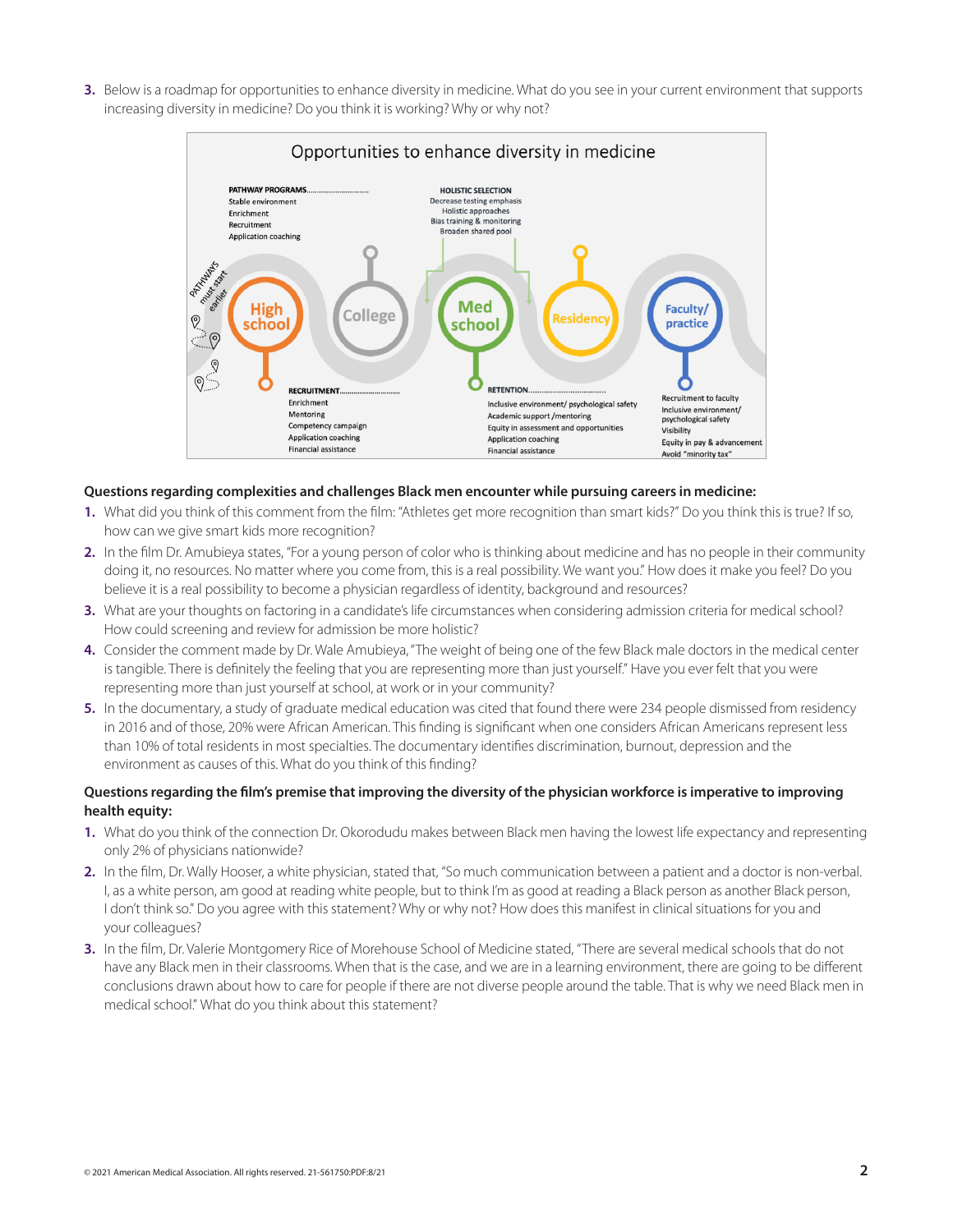3. Below is a roadmap for opportunities to enhance diversity in medicine. What do you see in your current environment that supports increasing diversity in medicine? Do you think it is working? Why or why not?

Opportunities to enhance diversity in medicine

PATHWAY PROGRAMS
Stable environment
Enrichment
Recruitment
Application coaching

HOLISTIC SELECTION
Decrease testing emphasis
Holistic approaches
Bias training & monitoring
Broaden shared pool

PATHWAYS must start earlier

High school

College

Med school

Residency

Faculty/practice

RECRUITMENT
Enrichment
Mentoring
Competency campaign
Application coaching
Financial assistance

RETENTION
Inclusive environment/ psychological safety
Academic support /mentoring
Equity in assessment and opportunities
Application coaching
Financial assistance

Recruitment to faculty
Inclusive environment/ psychological safety
Visibility
Equity in pay & advancement
Avoid "minority tax"

**Questions regarding complexities and challenges Black men encounter while pursuing careers in medicine:**

1. What did you think of this comment from the film: "Athletes get more recognition than smart kids?" Do you think this is true? If so, how can we give smart kids more recognition?
2. In the film Dr. Amubieya states, "For a young person of color who is thinking about medicine and has no people in their community doing it, no resources. No matter where you come from, this is a real possibility. We want you." How does it make you feel? Do you believe it is a real possibility to become a physician regardless of identity, background and resources?
3. What are your thoughts on factoring in a candidate's life circumstances when considering admission criteria for medical school? How could screening and review for admission be more holistic?
4. Consider the comment made by Dr. Wale Amubieya, "The weight of being one of the few Black male doctors in the medical center is tangible. There is definitely the feeling that you are representing more than just yourself." Have you ever felt that you were representing more than just yourself at school, at work or in your community?
5. In the documentary, a study of graduate medical education was cited that found there were 234 people dismissed from residency in 2016 and of those, 20% were African American. This finding is significant when one considers African Americans represent less than 10% of total residents in most specialties. The documentary identifies discrimination, burnout, depression and the environment as causes of this. What do you think of this finding?

**Questions regarding the film's premise that improving the diversity of the physician workforce is imperative to improving health equity:**

1. What do you think of the connection Dr. Okorodudu makes between Black men having the lowest life expectancy and representing only 2% of physicians nationwide?
2. In the film, Dr. Wally Hooser, a white physician, stated that, "So much communication between a patient and a doctor is non-verbal. I, as a white person, am good at reading white people, but to think I'm as good at reading a Black person as another Black person, I don't think so." Do you agree with this statement? Why or why not? How does this manifest in clinical situations for you and your colleagues?
3. In the film, Dr. Valerie Montgomery Rice of Morehouse School of Medicine stated, "There are several medical schools that do not have any Black men in their classrooms. When that is the case, and we are in a learning environment, there are going to be different conclusions drawn about how to care for people if there are not diverse people around the table. That is why we need Black men in medical school." What do you think about this statement?

© 2021 American Medical Association. All rights reserved. 21-561750:PDF:8/21